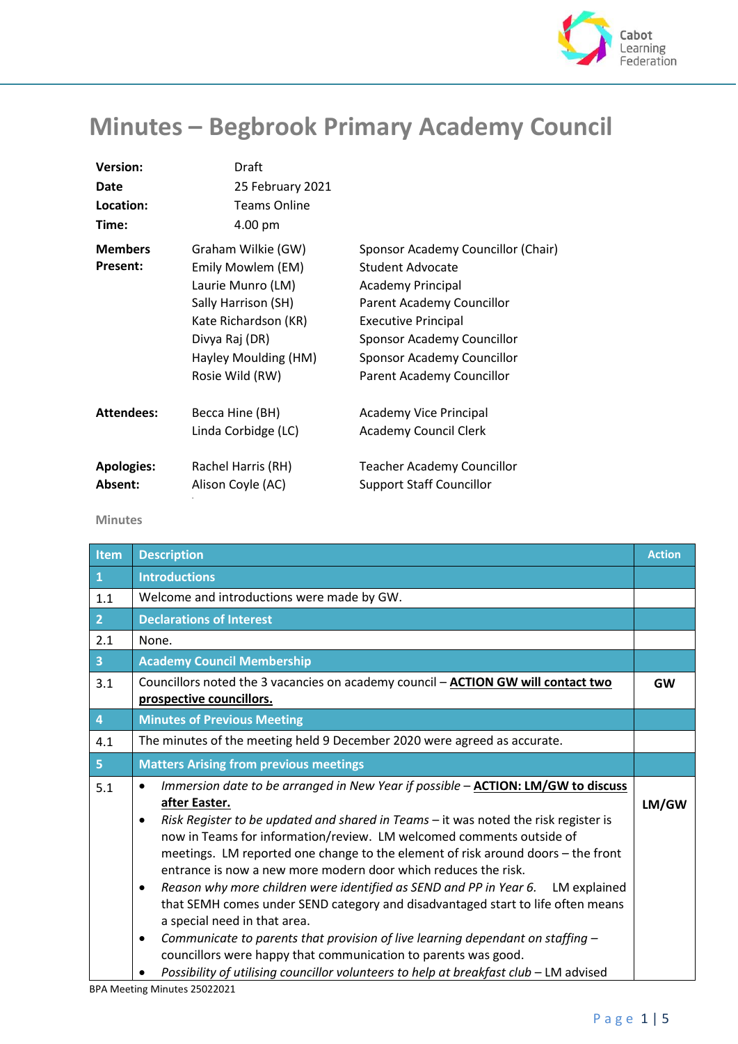# Minutes – Begbrook Primary Academy Council

| | | |
|---|---|---|
| **Version:** | Draft | |
| **Date** | 25 February 2021 | |
| **Location:** | Teams Online | |
| **Time:** | 4.00 pm | |
| **Members Present:** | Graham Wilkie (GW) | Sponsor Academy Councillor (Chair) |
| | Emily Mowlem (EM) | Student Advocate |
| | Laurie Munro (LM) | Academy Principal |
| | Sally Harrison (SH) | Parent Academy Councillor |
| | Kate Richardson (KR) | Executive Principal |
| | Divya Raj (DR) | Sponsor Academy Councillor |
| | Hayley Moulding (HM) | Sponsor Academy Councillor |
| | Rosie Wild (RW) | Parent Academy Councillor |
| **Attendees:** | Becca Hine (BH) | Academy Vice Principal |
| | Linda Corbidge (LC) | Academy Council Clerk |
| **Apologies:** | Rachel Harris (RH) | Teacher Academy Councillor |
| **Absent:** | Alison Coyle (AC) | Support Staff Councillor |

Minutes

| Item | Description | Action |
|---|---|---|
| **1** | **Introductions** | |
| 1.1 | Welcome and introductions were made by GW. | |
| **2** | **Declarations of Interest** | |
| 2.1 | None. | |
| **3** | **Academy Council Membership** | |
| 3.1 | Councillors noted the 3 vacancies on academy council – **ACTION GW will contact two prospective councillors.** | **GW** |
| **4** | **Minutes of Previous Meeting** | |
| 4.1 | The minutes of the meeting held 9 December 2020 were agreed as accurate. | |
| **5** | **Matters Arising from previous meetings** | |
| 5.1 | • *Immersion date to be arranged in New Year if possible* – **ACTION: LM/GW to discuss after Easter.**<br>• *Risk Register to be updated and shared in Teams* – it was noted the risk register is now in Teams for information/review. LM welcomed comments outside of meetings. LM reported one change to the element of risk around doors – the front entrance is now a new more modern door which reduces the risk.<br>• *Reason why more children were identified as SEND and PP in Year 6.* LM explained that SEMH comes under SEND category and disadvantaged start to life often means a special need in that area.<br>• *Communicate to parents that provision of live learning dependant on staffing* – councillors were happy that communication to parents was good.<br>• *Possibility of utilising councillor volunteers to help at breakfast club* – LM advised | **LM/GW** |

BPA Meeting Minutes 25022021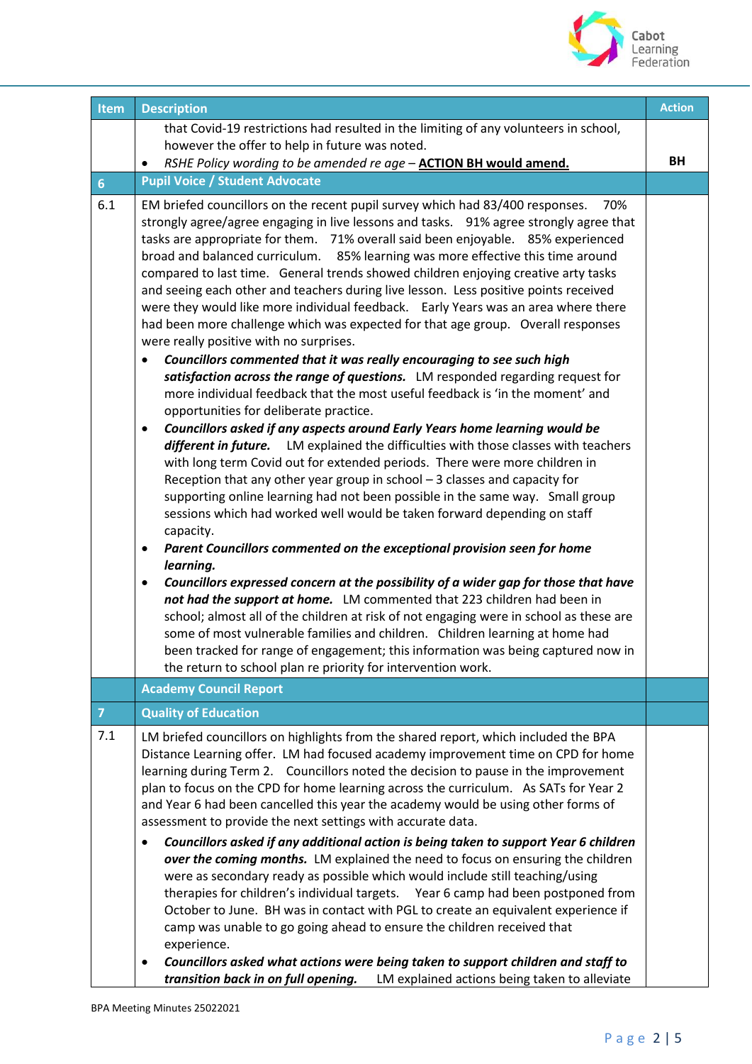| Item | Description | Action |
|---|---|---|
| | that Covid-19 restrictions had resulted in the limiting of any volunteers in school, however the offer to help in future was noted.<br>• *RSHE Policy wording to be amended re age* – **ACTION BH would amend.** | BH |
| **6** | **Pupil Voice / Student Advocate** | |
| 6.1 | EM briefed councillors on the recent pupil survey which had 83/400 responses. 70% strongly agree/agree engaging in live lessons and tasks. 91% agree strongly agree that tasks are appropriate for them. 71% overall said been enjoyable. 85% experienced broad and balanced curriculum. 85% learning was more effective this time around compared to last time. General trends showed children enjoying creative arty tasks and seeing each other and teachers during live lesson. Less positive points received were they would like more individual feedback. Early Years was an area where there had been more challenge which was expected for that age group. Overall responses were really positive with no surprises.<br>• ***Councillors commented that it was really encouraging to see such high satisfaction across the range of questions.*** LM responded regarding request for more individual feedback that the most useful feedback is 'in the moment' and opportunities for deliberate practice.<br>• ***Councillors asked if any aspects around Early Years home learning would be different in future.*** LM explained the difficulties with those classes with teachers with long term Covid out for extended periods. There were more children in Reception that any other year group in school – 3 classes and capacity for supporting online learning had not been possible in the same way. Small group sessions which had worked well would be taken forward depending on staff capacity.<br>• ***Parent Councillors commented on the exceptional provision seen for home learning.***<br>• ***Councillors expressed concern at the possibility of a wider gap for those that have not had the support at home.*** LM commented that 223 children had been in school; almost all of the children at risk of not engaging were in school as these are some of most vulnerable families and children. Children learning at home had been tracked for range of engagement; this information was being captured now in the return to school plan re priority for intervention work. | |
| | **Academy Council Report** | |
| **7** | **Quality of Education** | |
| 7.1 | LM briefed councillors on highlights from the shared report, which included the BPA Distance Learning offer. LM had focused academy improvement time on CPD for home learning during Term 2. Councillors noted the decision to pause in the improvement plan to focus on the CPD for home learning across the curriculum. As SATs for Year 2 and Year 6 had been cancelled this year the academy would be using other forms of assessment to provide the next settings with accurate data.<br>• ***Councillors asked if any additional action is being taken to support Year 6 children over the coming months.*** LM explained the need to focus on ensuring the children were as secondary ready as possible which would include still teaching/using therapies for children's individual targets. Year 6 camp had been postponed from October to June. BH was in contact with PGL to create an equivalent experience if camp was unable to go going ahead to ensure the children received that experience.<br>• ***Councillors asked what actions were being taken to support children and staff to transition back in on full opening.*** LM explained actions being taken to alleviate | |

BPA Meeting Minutes 25022021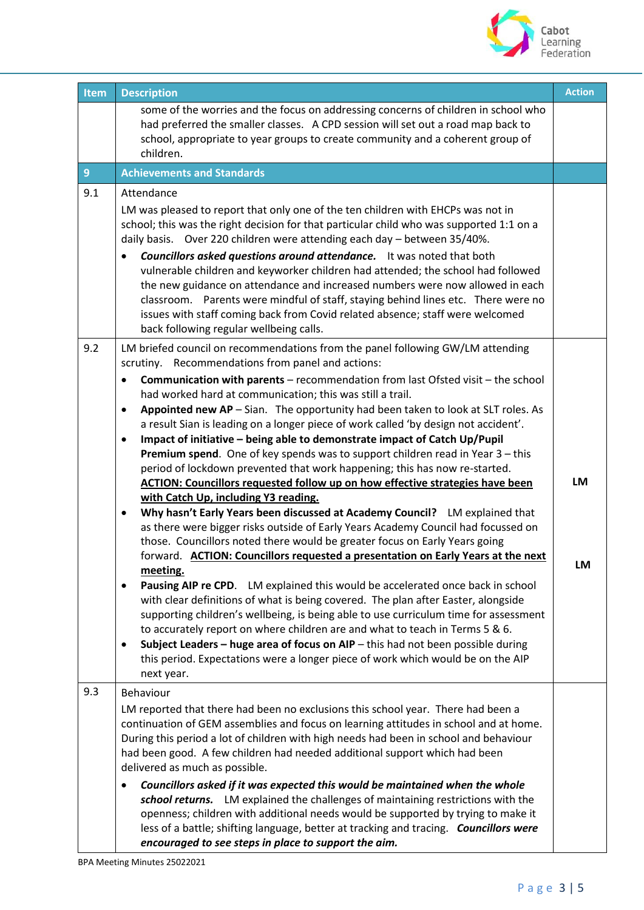| Item | Description | Action |
|---|---|---|
| | some of the worries and the focus on addressing concerns of children in school who had preferred the smaller classes. A CPD session will set out a road map back to school, appropriate to year groups to create community and a coherent group of children. | |
| **9** | **Achievements and Standards** | |
| 9.1 | Attendance<br>LM was pleased to report that only one of the ten children with EHCPs was not in school; this was the right decision for that particular child who was supported 1:1 on a daily basis. Over 220 children were attending each day – between 35/40%.<br>• ***Councillors asked questions around attendance.*** It was noted that both vulnerable children and keyworker children had attended; the school had followed the new guidance on attendance and increased numbers were now allowed in each classroom. Parents were mindful of staff, staying behind lines etc. There were no issues with staff coming back from Covid related absence; staff were welcomed back following regular wellbeing calls. | |
| 9.2 | LM briefed council on recommendations from the panel following GW/LM attending scrutiny. Recommendations from panel and actions:<br>• **Communication with parents** – recommendation from last Ofsted visit – the school had worked hard at communication; this was still a trail.<br>• **Appointed new AP** – Sian. The opportunity had been taken to look at SLT roles. As a result Sian is leading on a longer piece of work called 'by design not accident'.<br>• **Impact of initiative – being able to demonstrate impact of Catch Up/Pupil Premium spend**. One of key spends was to support children read in Year 3 – this period of lockdown prevented that work happening; this has now re-started. **ACTION: Councillors requested follow up on how effective strategies have been with Catch Up, including Y3 reading.**<br>• **Why hasn't Early Years been discussed at Academy Council?** LM explained that as there were bigger risks outside of Early Years Academy Council had focussed on those. Councillors noted there would be greater focus on Early Years going forward. **ACTION: Councillors requested a presentation on Early Years at the next meeting.**<br>• **Pausing AIP re CPD**. LM explained this would be accelerated once back in school with clear definitions of what is being covered. The plan after Easter, alongside supporting children's wellbeing, is being able to use curriculum time for assessment to accurately report on where children are and what to teach in Terms 5 & 6.<br>• **Subject Leaders – huge area of focus on AIP** – this had not been possible during this period. Expectations were a longer piece of work which would be on the AIP next year. | **LM**<br><br>**LM** |
| 9.3 | Behaviour<br>LM reported that there had been no exclusions this school year. There had been a continuation of GEM assemblies and focus on learning attitudes in school and at home. During this period a lot of children with high needs had been in school and behaviour had been good. A few children had needed additional support which had been delivered as much as possible.<br>• ***Councillors asked if it was expected this would be maintained when the whole school returns.*** LM explained the challenges of maintaining restrictions with the openness; children with additional needs would be supported by trying to make it less of a battle; shifting language, better at tracking and tracing. ***Councillors were encouraged to see steps in place to support the aim.*** | |

BPA Meeting Minutes 25022021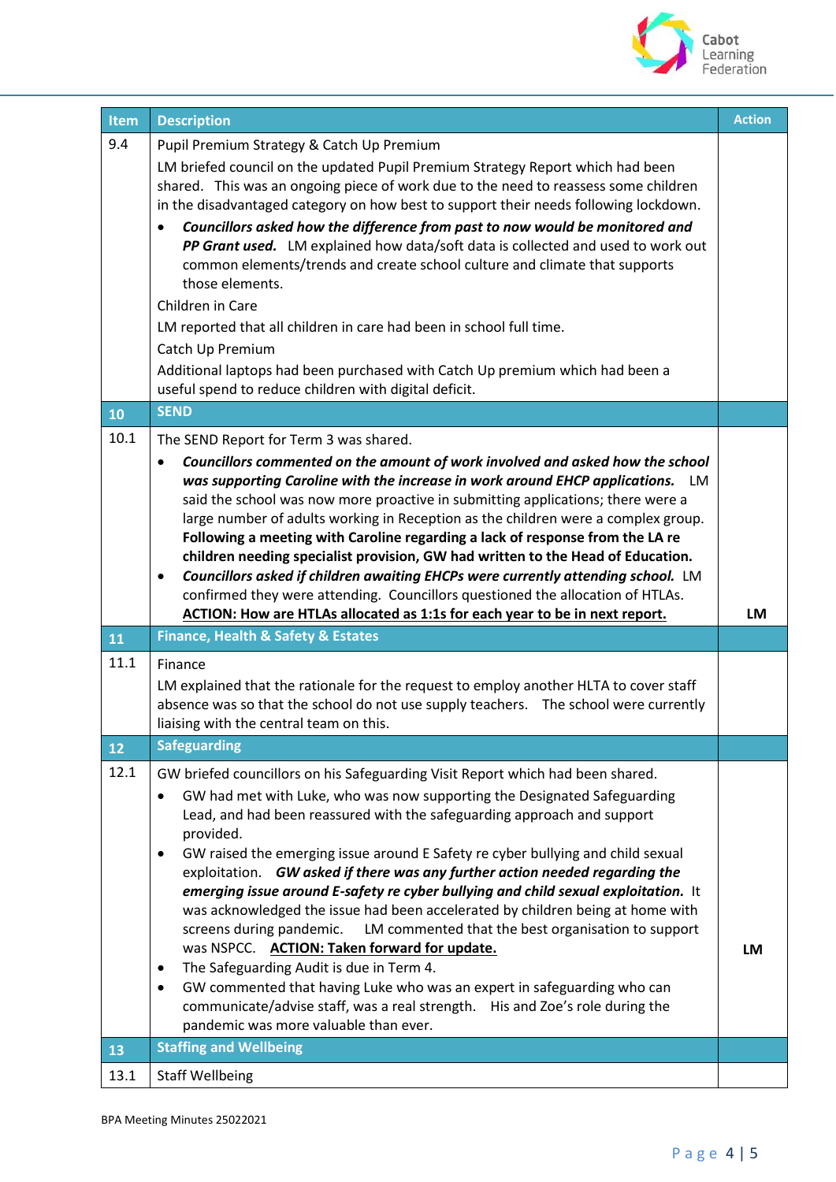| Item | Description | Action |
|---|---|---|
| 9.4 | Pupil Premium Strategy & Catch Up Premium<br><br>LM briefed council on the updated Pupil Premium Strategy Report which had been shared. This was an ongoing piece of work due to the need to reassess some children in the disadvantaged category on how best to support their needs following lockdown.<br><br>• ***Councillors asked how the difference from past to now would be monitored and PP Grant used.*** LM explained how data/soft data is collected and used to work out common elements/trends and create school culture and climate that supports those elements.<br><br>Children in Care<br><br>LM reported that all children in care had been in school full time.<br><br>Catch Up Premium<br><br>Additional laptops had been purchased with Catch Up premium which had been a useful spend to reduce children with digital deficit. | |
| **10** | **SEND** | |
| 10.1 | The SEND Report for Term 3 was shared.<br><br>• ***Councillors commented on the amount of work involved and asked how the school was supporting Caroline with the increase in work around EHCP applications.*** LM said the school was now more proactive in submitting applications; there were a large number of adults working in Reception as the children were a complex group. **Following a meeting with Caroline regarding a lack of response from the LA re children needing specialist provision, GW had written to the Head of Education.**<br><br>• ***Councillors asked if children awaiting EHCPs were currently attending school.*** LM confirmed they were attending. Councillors questioned the allocation of HTLAs. <u>**ACTION: How are HTLAs allocated as 1:1s for each year to be in next report.**</u> | **LM** |
| **11** | **Finance, Health & Safety & Estates** | |
| 11.1 | Finance<br><br>LM explained that the rationale for the request to employ another HLTA to cover staff absence was so that the school do not use supply teachers. The school were currently liaising with the central team on this. | |
| **12** | **Safeguarding** | |
| 12.1 | GW briefed councillors on his Safeguarding Visit Report which had been shared.<br><br>• GW had met with Luke, who was now supporting the Designated Safeguarding Lead, and had been reassured with the safeguarding approach and support provided.<br><br>• GW raised the emerging issue around E Safety re cyber bullying and child sexual exploitation. ***GW asked if there was any further action needed regarding the emerging issue around E-safety re cyber bullying and child sexual exploitation.*** It was acknowledged the issue had been accelerated by children being at home with screens during pandemic. LM commented that the best organisation to support was NSPCC. <u>**ACTION: Taken forward for update.**</u><br><br>• The Safeguarding Audit is due in Term 4.<br><br>• GW commented that having Luke who was an expert in safeguarding who can communicate/advise staff, was a real strength. His and Zoe's role during the pandemic was more valuable than ever. | **LM** |
| **13** | **Staffing and Wellbeing** | |
| 13.1 | Staff Wellbeing | |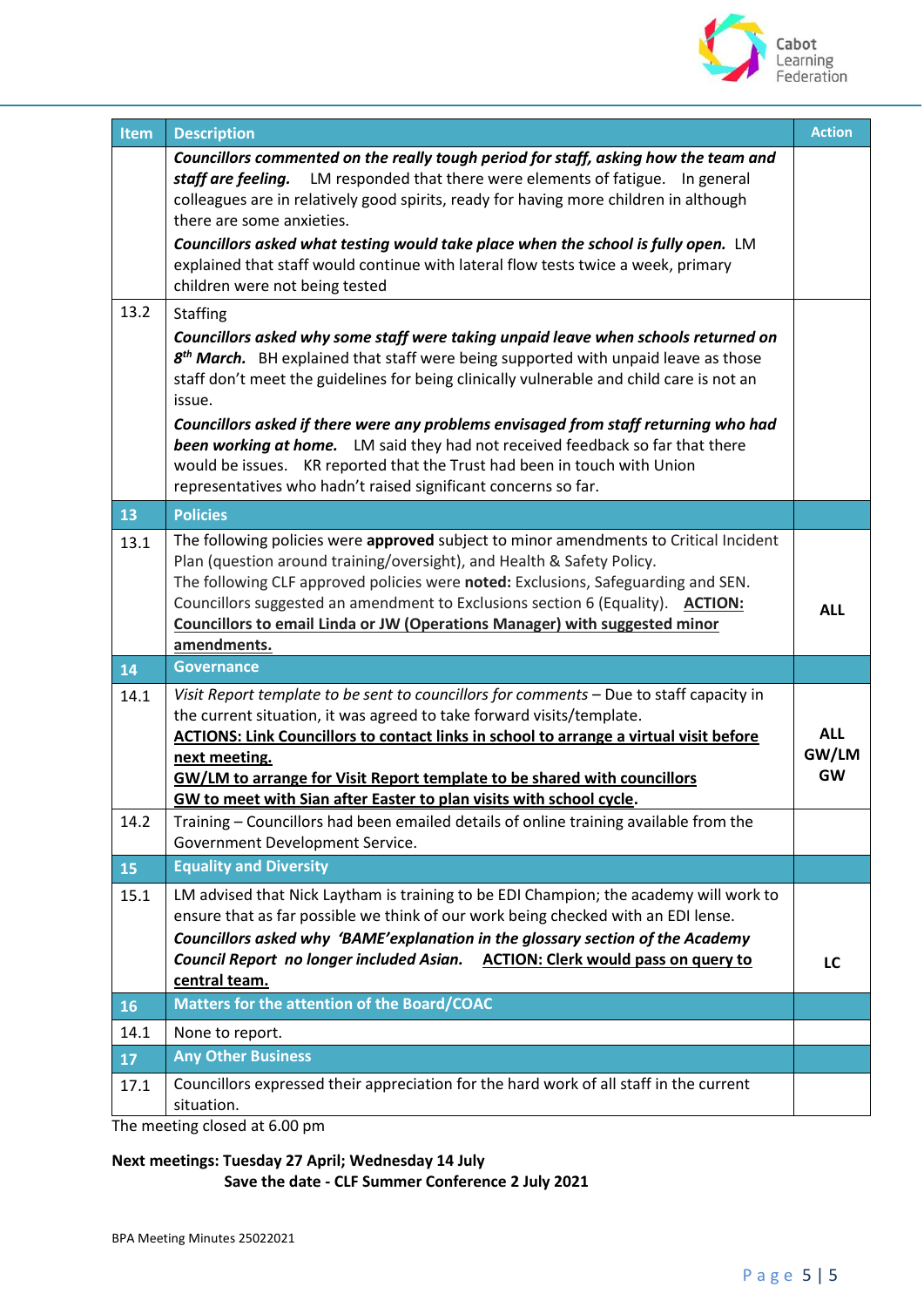| Item | Description | Action |
|---|---|---|
| | ***Councillors commented on the really tough period for staff, asking how the team and staff are feeling.*** LM responded that there were elements of fatigue. In general colleagues are in relatively good spirits, ready for having more children in although there are some anxieties.<br>***Councillors asked what testing would take place when the school is fully open.*** LM explained that staff would continue with lateral flow tests twice a week, primary children were not being tested | |
| 13.2 | Staffing<br>***Councillors asked why some staff were taking unpaid leave when schools returned on 8th March.*** BH explained that staff were being supported with unpaid leave as those staff don't meet the guidelines for being clinically vulnerable and child care is not an issue.<br>***Councillors asked if there were any problems envisaged from staff returning who had been working at home.*** LM said they had not received feedback so far that there would be issues. KR reported that the Trust had been in touch with Union representatives who hadn't raised significant concerns so far. | |
| **13** | **Policies** | |
| 13.1 | The following policies were **approved** subject to minor amendments to Critical Incident Plan (question around training/oversight), and Health & Safety Policy.<br>The following CLF approved policies were **noted:** Exclusions, Safeguarding and SEN. Councillors suggested an amendment to Exclusions section 6 (Equality). **ACTION: Councillors to email Linda or JW (Operations Manager) with suggested minor amendments.** | **ALL** |
| **14** | **Governance** | |
| 14.1 | *Visit Report template to be sent to councillors for comments* – Due to staff capacity in the current situation, it was agreed to take forward visits/template.<br>**ACTIONS: Link Councillors to contact links in school to arrange a virtual visit before next meeting.**<br>**GW/LM to arrange for Visit Report template to be shared with councillors**<br>**GW to meet with Sian after Easter to plan visits with school cycle.** | **ALL**<br>**GW/LM**<br>**GW** |
| 14.2 | Training – Councillors had been emailed details of online training available from the Government Development Service. | |
| **15** | **Equality and Diversity** | |
| 15.1 | LM advised that Nick Laytham is training to be EDI Champion; the academy will work to ensure that as far possible we think of our work being checked with an EDI lense.<br>***Councillors asked why 'BAME'explanation in the glossary section of the Academy Council Report no longer included Asian.*** **ACTION: Clerk would pass on query to central team.** | **LC** |
| **16** | **Matters for the attention of the Board/COAC** | |
| 14.1 | None to report. | |
| **17** | **Any Other Business** | |
| 17.1 | Councillors expressed their appreciation for the hard work of all staff in the current situation. | |

The meeting closed at 6.00 pm

**Next meetings: Tuesday 27 April; Wednesday 14 July**
**Save the date - CLF Summer Conference 2 July 2021**

BPA Meeting Minutes 25022021